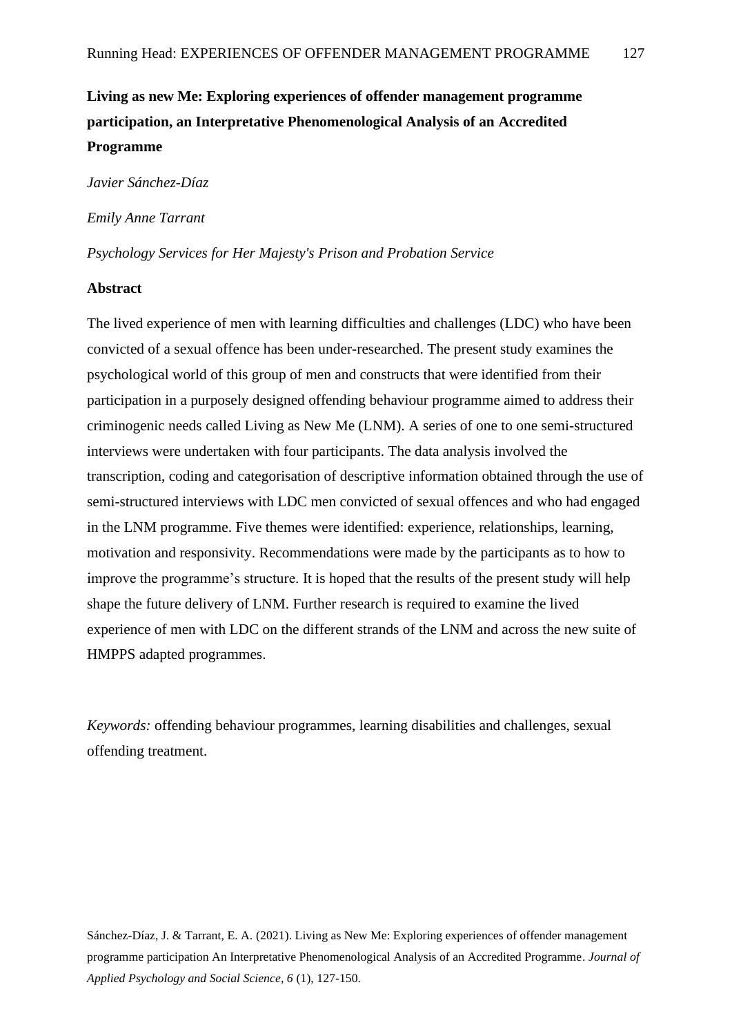# Living as new Me: Exploring experiences of offender management programme participation, an Interpretative Phenomenological Analysis of an Accredited Programme

*Javier Sánchez-Díaz*

*Emily Anne Tarrant*

*Psychology Services for Her Majesty's Prison and Probation Service*

## Abstract

The lived experience of men with learning difficulties and challenges (LDC) who have been convicted of a sexual offence has been under-researched. The present study examines the psychological world of this group of men and constructs that were identified from their participation in a purposely designed offending behaviour programme aimed to address their criminogenic needs called Living as New Me (LNM). A series of one to one semi-structured interviews were undertaken with four participants. The data analysis involved the transcription, coding and categorisation of descriptive information obtained through the use of semi-structured interviews with LDC men convicted of sexual offences and who had engaged in the LNM programme. Five themes were identified: experience, relationships, learning, motivation and responsivity. Recommendations were made by the participants as to how to improve the programme's structure. It is hoped that the results of the present study will help shape the future delivery of LNM. Further research is required to examine the lived experience of men with LDC on the different strands of the LNM and across the new suite of HMPPS adapted programmes.

*Keywords:* offending behaviour programmes, learning disabilities and challenges, sexual offending treatment.

Sánchez-Díaz, J. & Tarrant, E. A. (2021). Living as New Me: Exploring experiences of offender management programme participation An Interpretative Phenomenological Analysis of an Accredited Programme. *Journal of Applied Psychology and Social Science, 6* (1), 127-150.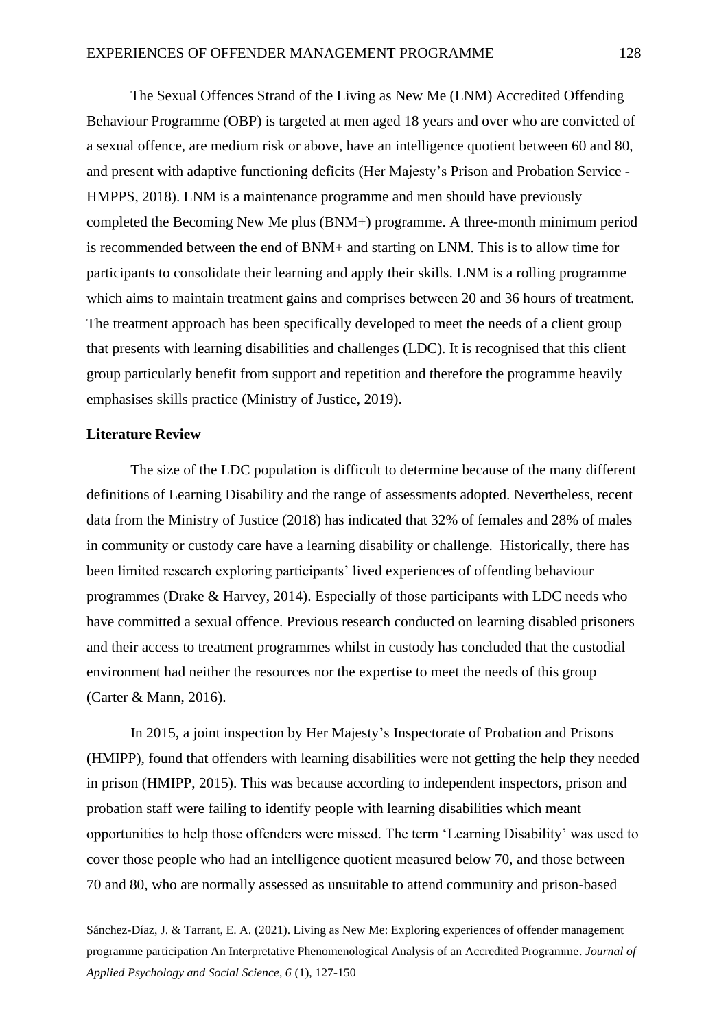The Sexual Offences Strand of the Living as New Me (LNM) Accredited Offending Behaviour Programme (OBP) is targeted at men aged 18 years and over who are convicted of a sexual offence, are medium risk or above, have an intelligence quotient between 60 and 80, and present with adaptive functioning deficits (Her Majesty's Prison and Probation Service - HMPPS, 2018). LNM is a maintenance programme and men should have previously completed the Becoming New Me plus (BNM+) programme. A three-month minimum period is recommended between the end of BNM+ and starting on LNM. This is to allow time for participants to consolidate their learning and apply their skills. LNM is a rolling programme which aims to maintain treatment gains and comprises between 20 and 36 hours of treatment. The treatment approach has been specifically developed to meet the needs of a client group that presents with learning disabilities and challenges (LDC). It is recognised that this client group particularly benefit from support and repetition and therefore the programme heavily emphasises skills practice (Ministry of Justice, 2019).

**Literature Review**

The size of the LDC population is difficult to determine because of the many different definitions of Learning Disability and the range of assessments adopted. Nevertheless, recent data from the Ministry of Justice (2018) has indicated that 32% of females and 28% of males in community or custody care have a learning disability or challenge. Historically, there has been limited research exploring participants' lived experiences of offending behaviour programmes (Drake & Harvey, 2014). Especially of those participants with LDC needs who have committed a sexual offence. Previous research conducted on learning disabled prisoners and their access to treatment programmes whilst in custody has concluded that the custodial environment had neither the resources nor the expertise to meet the needs of this group (Carter & Mann, 2016).

In 2015, a joint inspection by Her Majesty's Inspectorate of Probation and Prisons (HMIPP), found that offenders with learning disabilities were not getting the help they needed in prison (HMIPP, 2015). This was because according to independent inspectors, prison and probation staff were failing to identify people with learning disabilities which meant opportunities to help those offenders were missed. The term 'Learning Disability' was used to cover those people who had an intelligence quotient measured below 70, and those between 70 and 80, who are normally assessed as unsuitable to attend community and prison-based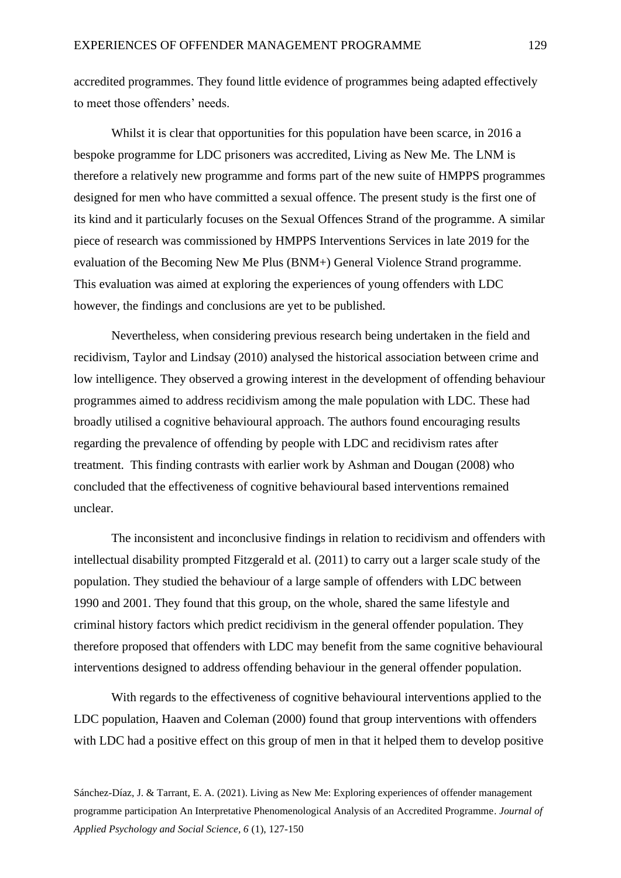accredited programmes. They found little evidence of programmes being adapted effectively to meet those offenders' needs.

Whilst it is clear that opportunities for this population have been scarce, in 2016 a bespoke programme for LDC prisoners was accredited, Living as New Me. The LNM is therefore a relatively new programme and forms part of the new suite of HMPPS programmes designed for men who have committed a sexual offence. The present study is the first one of its kind and it particularly focuses on the Sexual Offences Strand of the programme. A similar piece of research was commissioned by HMPPS Interventions Services in late 2019 for the evaluation of the Becoming New Me Plus (BNM+) General Violence Strand programme. This evaluation was aimed at exploring the experiences of young offenders with LDC however, the findings and conclusions are yet to be published.

Nevertheless, when considering previous research being undertaken in the field and recidivism, Taylor and Lindsay (2010) analysed the historical association between crime and low intelligence. They observed a growing interest in the development of offending behaviour programmes aimed to address recidivism among the male population with LDC. These had broadly utilised a cognitive behavioural approach. The authors found encouraging results regarding the prevalence of offending by people with LDC and recidivism rates after treatment. This finding contrasts with earlier work by Ashman and Dougan (2008) who concluded that the effectiveness of cognitive behavioural based interventions remained unclear.

The inconsistent and inconclusive findings in relation to recidivism and offenders with intellectual disability prompted Fitzgerald et al. (2011) to carry out a larger scale study of the population. They studied the behaviour of a large sample of offenders with LDC between 1990 and 2001. They found that this group, on the whole, shared the same lifestyle and criminal history factors which predict recidivism in the general offender population. They therefore proposed that offenders with LDC may benefit from the same cognitive behavioural interventions designed to address offending behaviour in the general offender population.

With regards to the effectiveness of cognitive behavioural interventions applied to the LDC population, Haaven and Coleman (2000) found that group interventions with offenders with LDC had a positive effect on this group of men in that it helped them to develop positive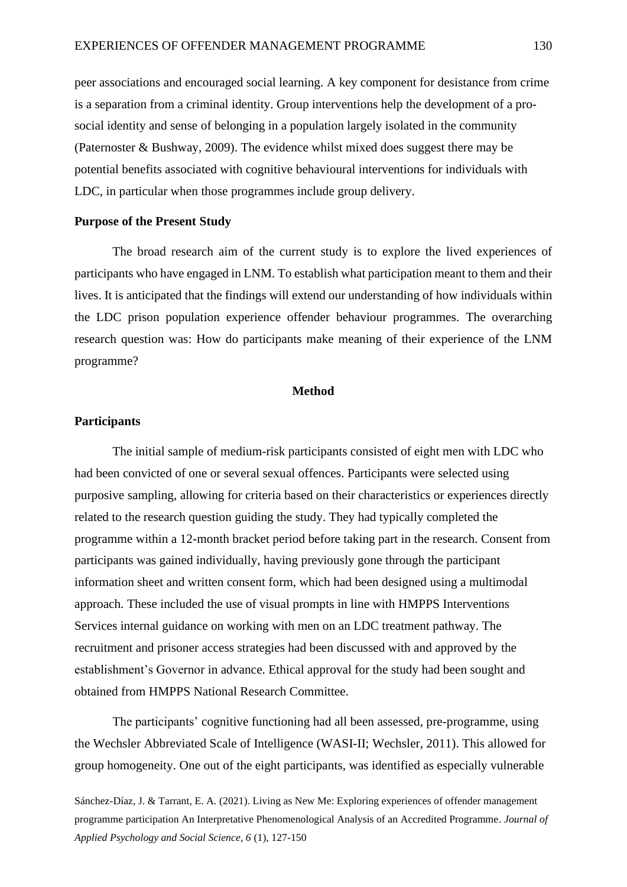peer associations and encouraged social learning. A key component for desistance from crime is a separation from a criminal identity. Group interventions help the development of a pro-social identity and sense of belonging in a population largely isolated in the community (Paternoster & Bushway, 2009). The evidence whilst mixed does suggest there may be potential benefits associated with cognitive behavioural interventions for individuals with LDC, in particular when those programmes include group delivery.

## Purpose of the Present Study

The broad research aim of the current study is to explore the lived experiences of participants who have engaged in LNM. To establish what participation meant to them and their lives. It is anticipated that the findings will extend our understanding of how individuals within the LDC prison population experience offender behaviour programmes. The overarching research question was: How do participants make meaning of their experience of the LNM programme?

# Method

## Participants

The initial sample of medium-risk participants consisted of eight men with LDC who had been convicted of one or several sexual offences. Participants were selected using purposive sampling, allowing for criteria based on their characteristics or experiences directly related to the research question guiding the study. They had typically completed the programme within a 12-month bracket period before taking part in the research. Consent from participants was gained individually, having previously gone through the participant information sheet and written consent form, which had been designed using a multimodal approach. These included the use of visual prompts in line with HMPPS Interventions Services internal guidance on working with men on an LDC treatment pathway. The recruitment and prisoner access strategies had been discussed with and approved by the establishment's Governor in advance. Ethical approval for the study had been sought and obtained from HMPPS National Research Committee.

The participants' cognitive functioning had all been assessed, pre-programme, using the Wechsler Abbreviated Scale of Intelligence (WASI-II; Wechsler, 2011). This allowed for group homogeneity. One out of the eight participants, was identified as especially vulnerable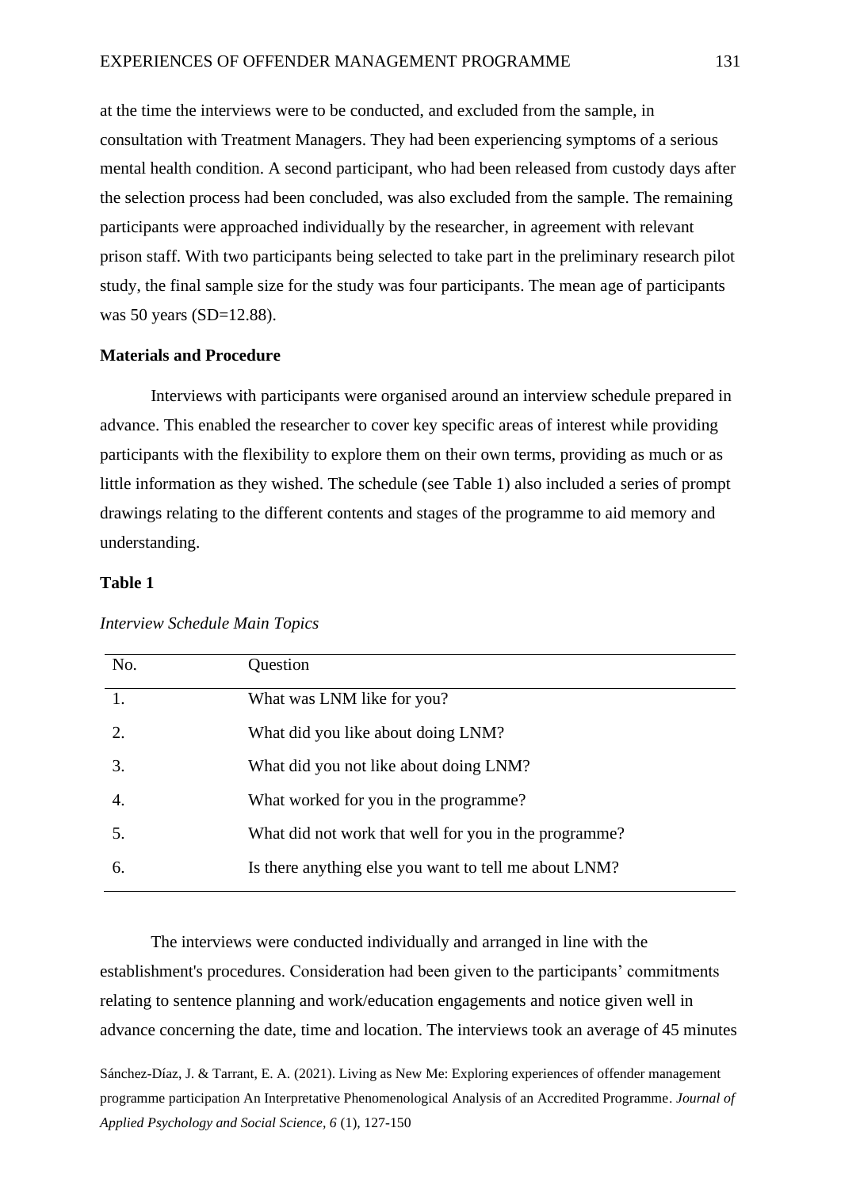at the time the interviews were to be conducted, and excluded from the sample, in consultation with Treatment Managers. They had been experiencing symptoms of a serious mental health condition. A second participant, who had been released from custody days after the selection process had been concluded, was also excluded from the sample. The remaining participants were approached individually by the researcher, in agreement with relevant prison staff. With two participants being selected to take part in the preliminary research pilot study, the final sample size for the study was four participants. The mean age of participants was 50 years (SD=12.88).

**Materials and Procedure**

Interviews with participants were organised around an interview schedule prepared in advance. This enabled the researcher to cover key specific areas of interest while providing participants with the flexibility to explore them on their own terms, providing as much or as little information as they wished. The schedule (see Table 1) also included a series of prompt drawings relating to the different contents and stages of the programme to aid memory and understanding.

**Table 1**

*Interview Schedule Main Topics*

| No. | Question |
|---|---|
| 1. | What was LNM like for you? |
| 2. | What did you like about doing LNM? |
| 3. | What did you not like about doing LNM? |
| 4. | What worked for you in the programme? |
| 5. | What did not work that well for you in the programme? |
| 6. | Is there anything else you want to tell me about LNM? |

The interviews were conducted individually and arranged in line with the establishment's procedures. Consideration had been given to the participants' commitments relating to sentence planning and work/education engagements and notice given well in advance concerning the date, time and location. The interviews took an average of 45 minutes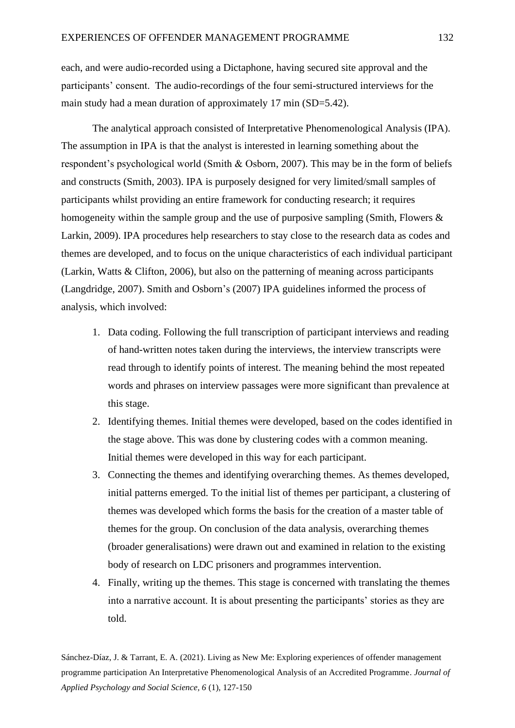each, and were audio-recorded using a Dictaphone, having secured site approval and the participants' consent. The audio-recordings of the four semi-structured interviews for the main study had a mean duration of approximately 17 min (SD=5.42).

The analytical approach consisted of Interpretative Phenomenological Analysis (IPA). The assumption in IPA is that the analyst is interested in learning something about the respondent's psychological world (Smith & Osborn, 2007). This may be in the form of beliefs and constructs (Smith, 2003). IPA is purposely designed for very limited/small samples of participants whilst providing an entire framework for conducting research; it requires homogeneity within the sample group and the use of purposive sampling (Smith, Flowers & Larkin, 2009). IPA procedures help researchers to stay close to the research data as codes and themes are developed, and to focus on the unique characteristics of each individual participant (Larkin, Watts & Clifton, 2006), but also on the patterning of meaning across participants (Langdridge, 2007). Smith and Osborn's (2007) IPA guidelines informed the process of analysis, which involved:

1. Data coding. Following the full transcription of participant interviews and reading of hand-written notes taken during the interviews, the interview transcripts were read through to identify points of interest. The meaning behind the most repeated words and phrases on interview passages were more significant than prevalence at this stage.
2. Identifying themes. Initial themes were developed, based on the codes identified in the stage above. This was done by clustering codes with a common meaning. Initial themes were developed in this way for each participant.
3. Connecting the themes and identifying overarching themes. As themes developed, initial patterns emerged. To the initial list of themes per participant, a clustering of themes was developed which forms the basis for the creation of a master table of themes for the group. On conclusion of the data analysis, overarching themes (broader generalisations) were drawn out and examined in relation to the existing body of research on LDC prisoners and programmes intervention.
4. Finally, writing up the themes. This stage is concerned with translating the themes into a narrative account. It is about presenting the participants' stories as they are told.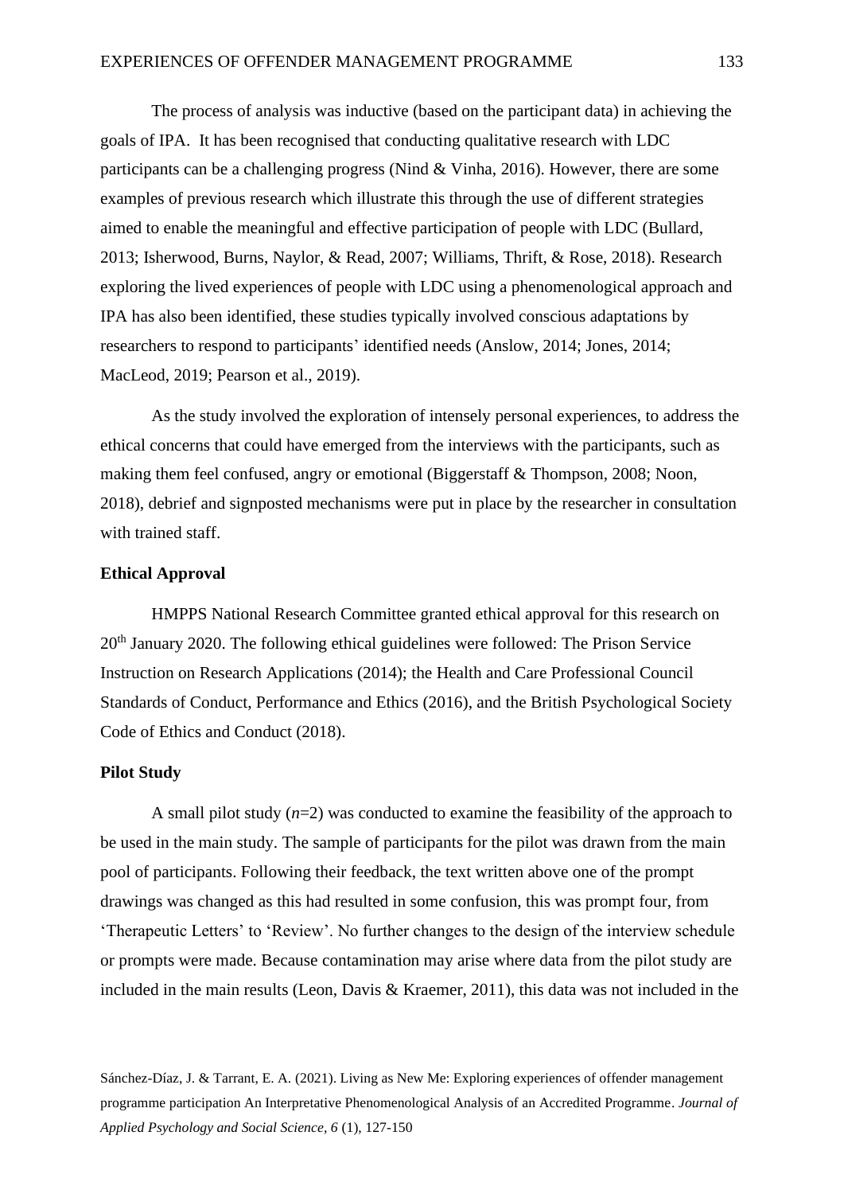The process of analysis was inductive (based on the participant data) in achieving the goals of IPA. It has been recognised that conducting qualitative research with LDC participants can be a challenging progress (Nind & Vinha, 2016). However, there are some examples of previous research which illustrate this through the use of different strategies aimed to enable the meaningful and effective participation of people with LDC (Bullard, 2013; Isherwood, Burns, Naylor, & Read, 2007; Williams, Thrift, & Rose, 2018). Research exploring the lived experiences of people with LDC using a phenomenological approach and IPA has also been identified, these studies typically involved conscious adaptations by researchers to respond to participants' identified needs (Anslow, 2014; Jones, 2014; MacLeod, 2019; Pearson et al., 2019).

As the study involved the exploration of intensely personal experiences, to address the ethical concerns that could have emerged from the interviews with the participants, such as making them feel confused, angry or emotional (Biggerstaff & Thompson, 2008; Noon, 2018), debrief and signposted mechanisms were put in place by the researcher in consultation with trained staff.

### Ethical Approval

HMPPS National Research Committee granted ethical approval for this research on 20th January 2020. The following ethical guidelines were followed: The Prison Service Instruction on Research Applications (2014); the Health and Care Professional Council Standards of Conduct, Performance and Ethics (2016), and the British Psychological Society Code of Ethics and Conduct (2018).

### Pilot Study

A small pilot study (*n*=2) was conducted to examine the feasibility of the approach to be used in the main study. The sample of participants for the pilot was drawn from the main pool of participants. Following their feedback, the text written above one of the prompt drawings was changed as this had resulted in some confusion, this was prompt four, from 'Therapeutic Letters' to 'Review'. No further changes to the design of the interview schedule or prompts were made. Because contamination may arise where data from the pilot study are included in the main results (Leon, Davis & Kraemer, 2011), this data was not included in the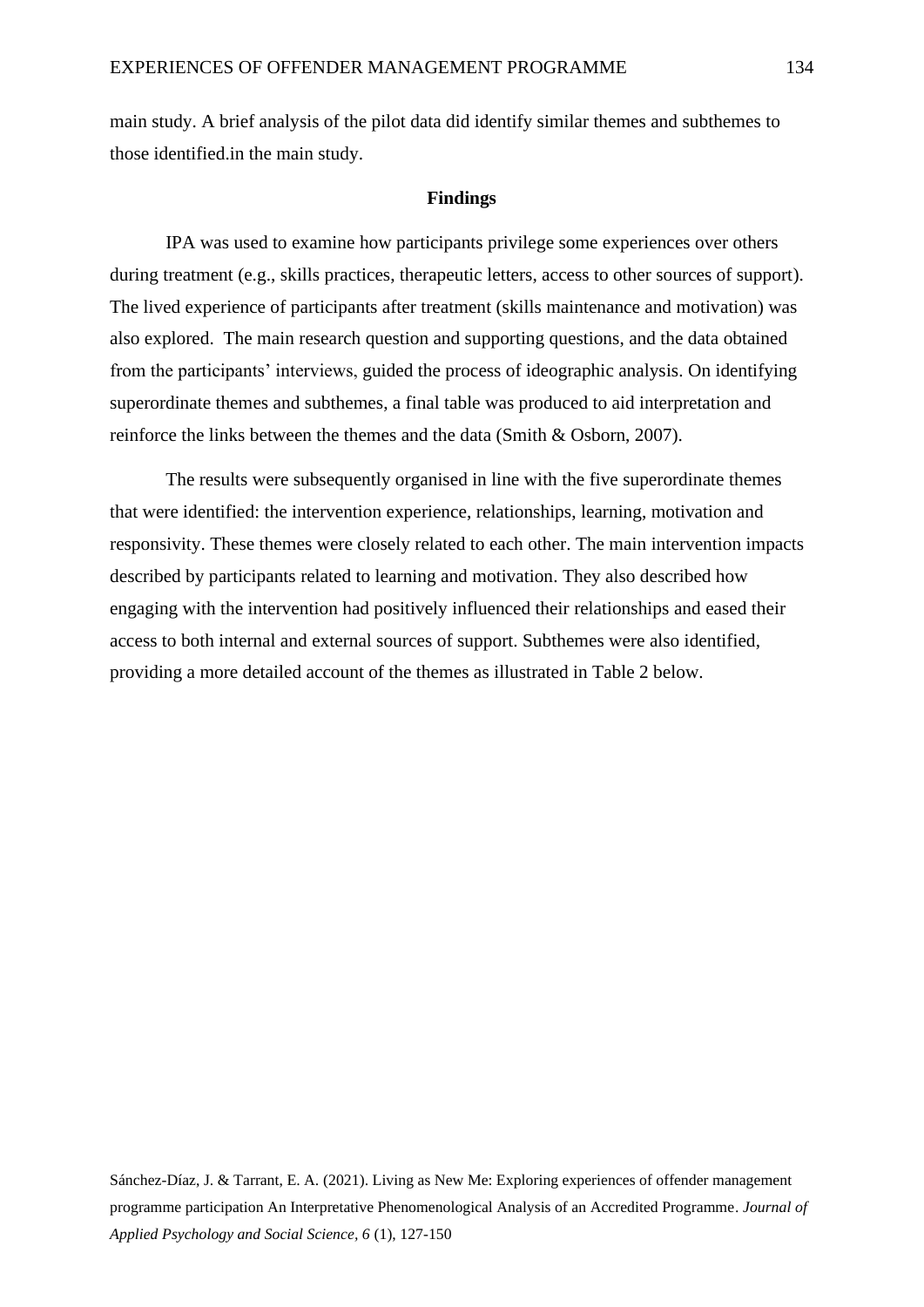main study. A brief analysis of the pilot data did identify similar themes and subthemes to those identified.in the main study.

## Findings

IPA was used to examine how participants privilege some experiences over others during treatment (e.g., skills practices, therapeutic letters, access to other sources of support). The lived experience of participants after treatment (skills maintenance and motivation) was also explored. The main research question and supporting questions, and the data obtained from the participants' interviews, guided the process of ideographic analysis. On identifying superordinate themes and subthemes, a final table was produced to aid interpretation and reinforce the links between the themes and the data (Smith & Osborn, 2007).

The results were subsequently organised in line with the five superordinate themes that were identified: the intervention experience, relationships, learning, motivation and responsivity. These themes were closely related to each other. The main intervention impacts described by participants related to learning and motivation. They also described how engaging with the intervention had positively influenced their relationships and eased their access to both internal and external sources of support. Subthemes were also identified, providing a more detailed account of the themes as illustrated in Table 2 below.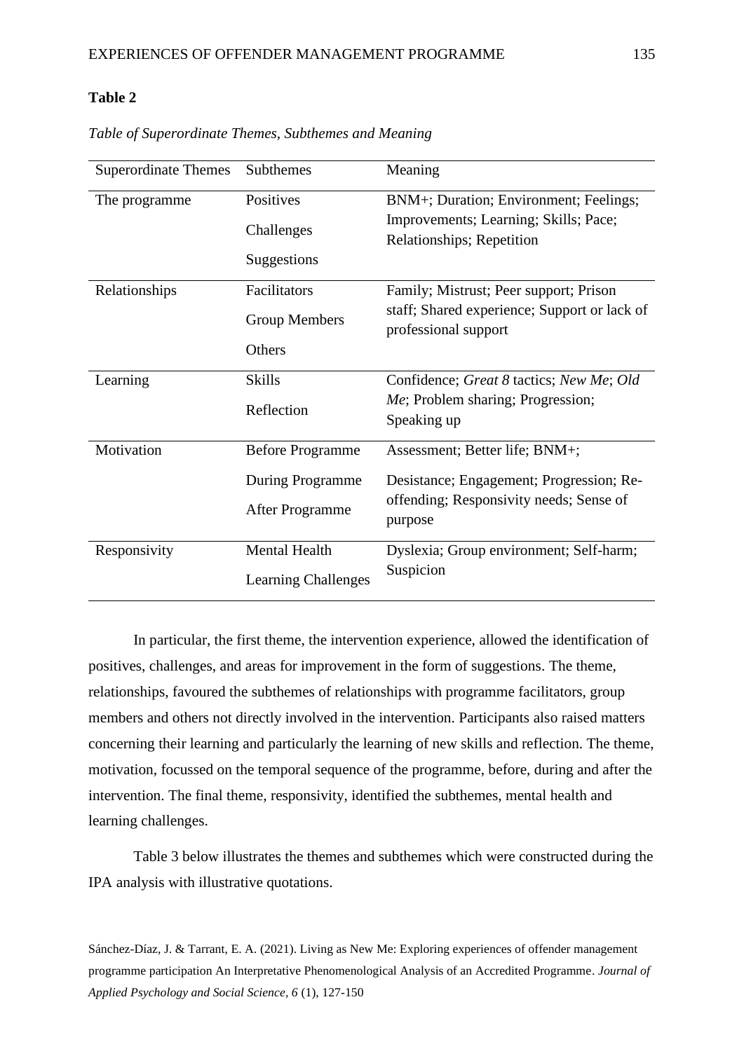**Table 2**

*Table of Superordinate Themes, Subthemes and Meaning*

| Superordinate Themes | Subthemes | Meaning |
|---|---|---|
| The programme | Positives<br>Challenges<br>Suggestions | BNM+; Duration; Environment; Feelings; Improvements; Learning; Skills; Pace; Relationships; Repetition |
| Relationships | Facilitators<br>Group Members<br>Others | Family; Mistrust; Peer support; Prison staff; Shared experience; Support or lack of professional support |
| Learning | Skills<br>Reflection | Confidence; *Great 8* tactics; *New Me*; *Old Me*; Problem sharing; Progression; Speaking up |
| Motivation | Before Programme<br>During Programme<br>After Programme | Assessment; Better life; BNM+; Desistance; Engagement; Progression; Re-offending; Responsivity needs; Sense of purpose |
| Responsivity | Mental Health<br>Learning Challenges | Dyslexia; Group environment; Self-harm; Suspicion |

In particular, the first theme, the intervention experience, allowed the identification of positives, challenges, and areas for improvement in the form of suggestions. The theme, relationships, favoured the subthemes of relationships with programme facilitators, group members and others not directly involved in the intervention. Participants also raised matters concerning their learning and particularly the learning of new skills and reflection. The theme, motivation, focussed on the temporal sequence of the programme, before, during and after the intervention. The final theme, responsivity, identified the subthemes, mental health and learning challenges.

Table 3 below illustrates the themes and subthemes which were constructed during the IPA analysis with illustrative quotations.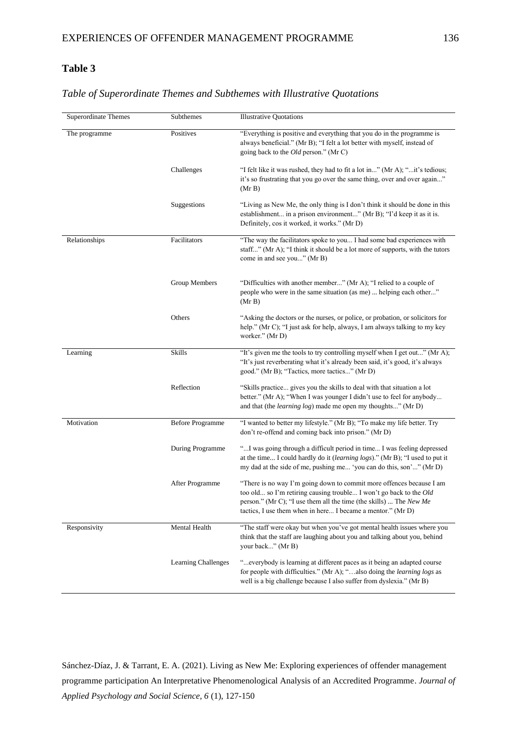**Table 3**

*Table of Superordinate Themes and Subthemes with Illustrative Quotations*

| Superordinate Themes | Subthemes | Illustrative Quotations |
|---|---|---|
| The programme | Positives | "Everything is positive and everything that you do in the programme is always beneficial." (Mr B); "I felt a lot better with myself, instead of going back to the *Old* person." (Mr C) |
| | Challenges | "I felt like it was rushed, they had to fit a lot in..." (Mr A); "...it's tedious; it's so frustrating that you go over the same thing, over and over again..." (Mr B) |
| | Suggestions | "Living as New Me, the only thing is I don't think it should be done in this establishment... in a prison environment..." (Mr B); "I'd keep it as it is. Definitely, cos it worked, it works." (Mr D) |
| Relationships | Facilitators | "The way the facilitators spoke to you... I had some bad experiences with staff..." (Mr A); "I think it should be a lot more of supports, with the tutors come in and see you..." (Mr B) |
| | Group Members | "Difficulties with another member..." (Mr A); "I relied to a couple of people who were in the same situation (as me) ... helping each other..." (Mr B) |
| | Others | "Asking the doctors or the nurses, or police, or probation, or solicitors for help." (Mr C); "I just ask for help, always, I am always talking to my key worker." (Mr D) |
| Learning | Skills | "It's given me the tools to try controlling myself when I get out..." (Mr A); "It's just reverberating what it's already been said, it's good, it's always good." (Mr B); "Tactics, more tactics..." (Mr D) |
| | Reflection | "Skills practice... gives you the skills to deal with that situation a lot better." (Mr A); "When I was younger I didn't use to feel for anybody... and that (the *learning log*) made me open my thoughts..." (Mr D) |
| Motivation | Before Programme | "I wanted to better my lifestyle." (Mr B); "To make my life better. Try don't re-offend and coming back into prison." (Mr D) |
| | During Programme | "...I was going through a difficult period in time... I was feeling depressed at the time... I could hardly do it (*learning logs*)." (Mr B); "I used to put it my dad at the side of me, pushing me... 'you can do this, son'..." (Mr D) |
| | After Programme | "There is no way I'm going down to commit more offences because I am too old... so I'm retiring causing trouble... I won't go back to the *Old* person." (Mr C); "I use them all the time (the skills) ... The *New Me* tactics, I use them when in here... I became a mentor." (Mr D) |
| Responsivity | Mental Health | "The staff were okay but when you've got mental health issues where you think that the staff are laughing about you and talking about you, behind your back..." (Mr B) |
| | Learning Challenges | "...everybody is learning at different paces as it being an adapted course for people with difficulties." (Mr A); "…also doing the *learning logs* as well is a big challenge because I also suffer from dyslexia." (Mr B) |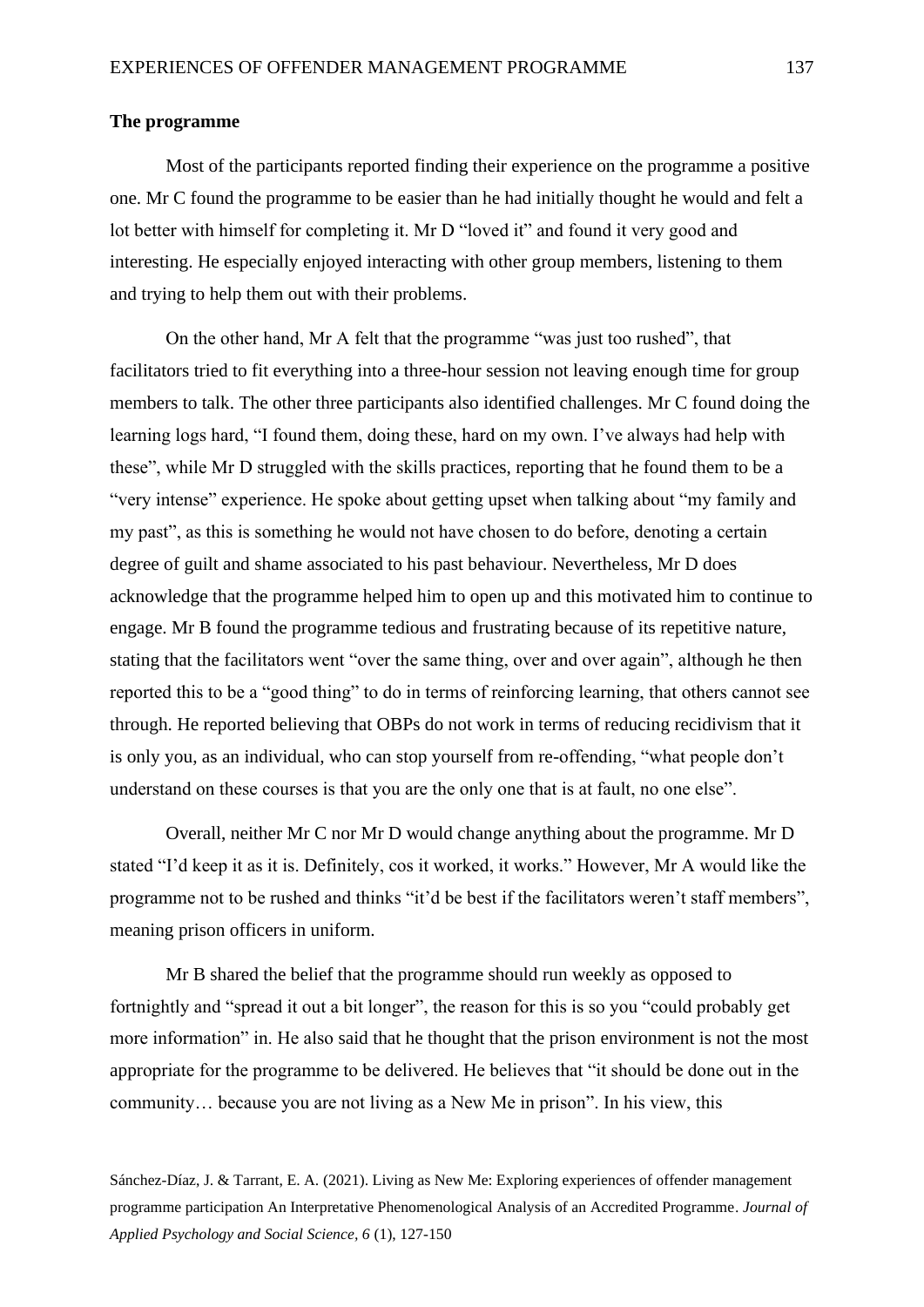**The programme**

Most of the participants reported finding their experience on the programme a positive one. Mr C found the programme to be easier than he had initially thought he would and felt a lot better with himself for completing it. Mr D "loved it" and found it very good and interesting. He especially enjoyed interacting with other group members, listening to them and trying to help them out with their problems.

On the other hand, Mr A felt that the programme "was just too rushed", that facilitators tried to fit everything into a three-hour session not leaving enough time for group members to talk. The other three participants also identified challenges. Mr C found doing the learning logs hard, "I found them, doing these, hard on my own. I've always had help with these", while Mr D struggled with the skills practices, reporting that he found them to be a "very intense" experience. He spoke about getting upset when talking about "my family and my past", as this is something he would not have chosen to do before, denoting a certain degree of guilt and shame associated to his past behaviour. Nevertheless, Mr D does acknowledge that the programme helped him to open up and this motivated him to continue to engage. Mr B found the programme tedious and frustrating because of its repetitive nature, stating that the facilitators went "over the same thing, over and over again", although he then reported this to be a "good thing" to do in terms of reinforcing learning, that others cannot see through. He reported believing that OBPs do not work in terms of reducing recidivism that it is only you, as an individual, who can stop yourself from re-offending, "what people don't understand on these courses is that you are the only one that is at fault, no one else".

Overall, neither Mr C nor Mr D would change anything about the programme. Mr D stated "I'd keep it as it is. Definitely, cos it worked, it works." However, Mr A would like the programme not to be rushed and thinks "it'd be best if the facilitators weren't staff members", meaning prison officers in uniform.

Mr B shared the belief that the programme should run weekly as opposed to fortnightly and "spread it out a bit longer", the reason for this is so you "could probably get more information" in. He also said that he thought that the prison environment is not the most appropriate for the programme to be delivered. He believes that "it should be done out in the community… because you are not living as a New Me in prison". In his view, this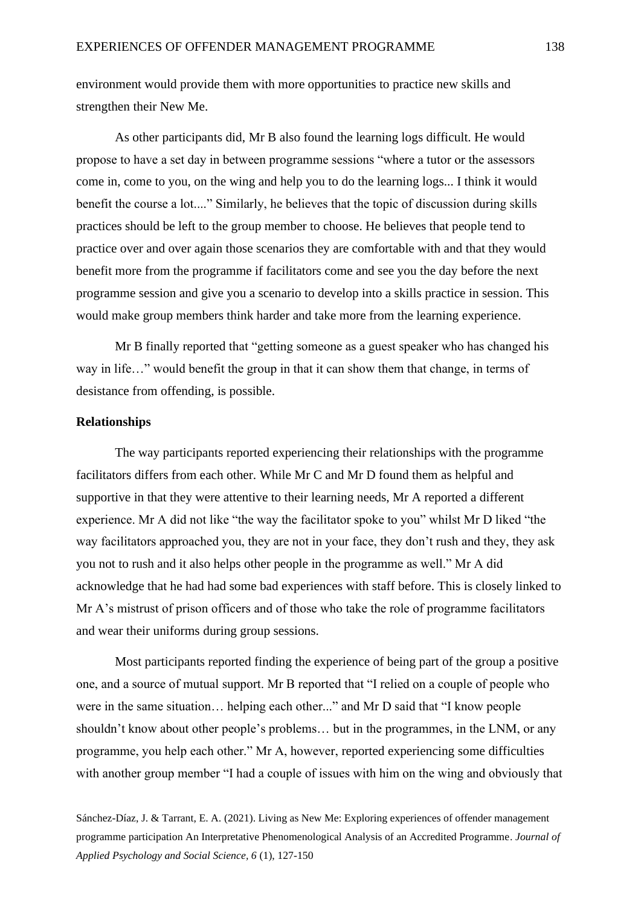environment would provide them with more opportunities to practice new skills and strengthen their New Me.

As other participants did, Mr B also found the learning logs difficult. He would propose to have a set day in between programme sessions "where a tutor or the assessors come in, come to you, on the wing and help you to do the learning logs... I think it would benefit the course a lot...." Similarly, he believes that the topic of discussion during skills practices should be left to the group member to choose. He believes that people tend to practice over and over again those scenarios they are comfortable with and that they would benefit more from the programme if facilitators come and see you the day before the next programme session and give you a scenario to develop into a skills practice in session. This would make group members think harder and take more from the learning experience.

Mr B finally reported that "getting someone as a guest speaker who has changed his way in life…" would benefit the group in that it can show them that change, in terms of desistance from offending, is possible.

**Relationships**

The way participants reported experiencing their relationships with the programme facilitators differs from each other. While Mr C and Mr D found them as helpful and supportive in that they were attentive to their learning needs, Mr A reported a different experience. Mr A did not like "the way the facilitator spoke to you" whilst Mr D liked "the way facilitators approached you, they are not in your face, they don't rush and they, they ask you not to rush and it also helps other people in the programme as well." Mr A did acknowledge that he had had some bad experiences with staff before. This is closely linked to Mr A's mistrust of prison officers and of those who take the role of programme facilitators and wear their uniforms during group sessions.

Most participants reported finding the experience of being part of the group a positive one, and a source of mutual support. Mr B reported that "I relied on a couple of people who were in the same situation… helping each other..." and Mr D said that "I know people shouldn't know about other people's problems… but in the programmes, in the LNM, or any programme, you help each other." Mr A, however, reported experiencing some difficulties with another group member "I had a couple of issues with him on the wing and obviously that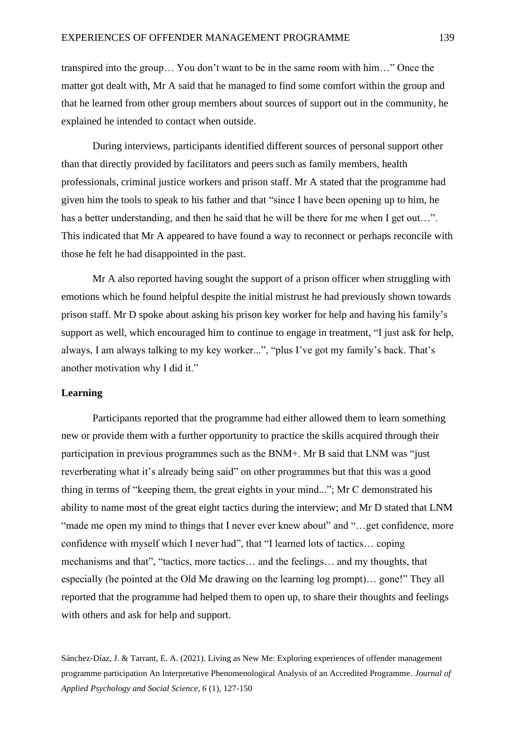transpired into the group… You don't want to be in the same room with him…" Once the matter got dealt with, Mr A said that he managed to find some comfort within the group and that he learned from other group members about sources of support out in the community, he explained he intended to contact when outside.

During interviews, participants identified different sources of personal support other than that directly provided by facilitators and peers such as family members, health professionals, criminal justice workers and prison staff. Mr A stated that the programme had given him the tools to speak to his father and that "since I have been opening up to him, he has a better understanding, and then he said that he will be there for me when I get out…". This indicated that Mr A appeared to have found a way to reconnect or perhaps reconcile with those he felt he had disappointed in the past.

Mr A also reported having sought the support of a prison officer when struggling with emotions which he found helpful despite the initial mistrust he had previously shown towards prison staff. Mr D spoke about asking his prison key worker for help and having his family's support as well, which encouraged him to continue to engage in treatment, "I just ask for help, always, I am always talking to my key worker...", "plus I've got my family's back. That's another motivation why I did it."

**Learning**

Participants reported that the programme had either allowed them to learn something new or provide them with a further opportunity to practice the skills acquired through their participation in previous programmes such as the BNM+. Mr B said that LNM was "just reverberating what it's already being said" on other programmes but that this was a good thing in terms of "keeping them, the great eights in your mind..."; Mr C demonstrated his ability to name most of the great eight tactics during the interview; and Mr D stated that LNM "made me open my mind to things that I never ever knew about" and "…get confidence, more confidence with myself which I never had", that "I learned lots of tactics… coping mechanisms and that", "tactics, more tactics… and the feelings… and my thoughts, that especially (he pointed at the Old Me drawing on the learning log prompt)… gone!" They all reported that the programme had helped them to open up, to share their thoughts and feelings with others and ask for help and support.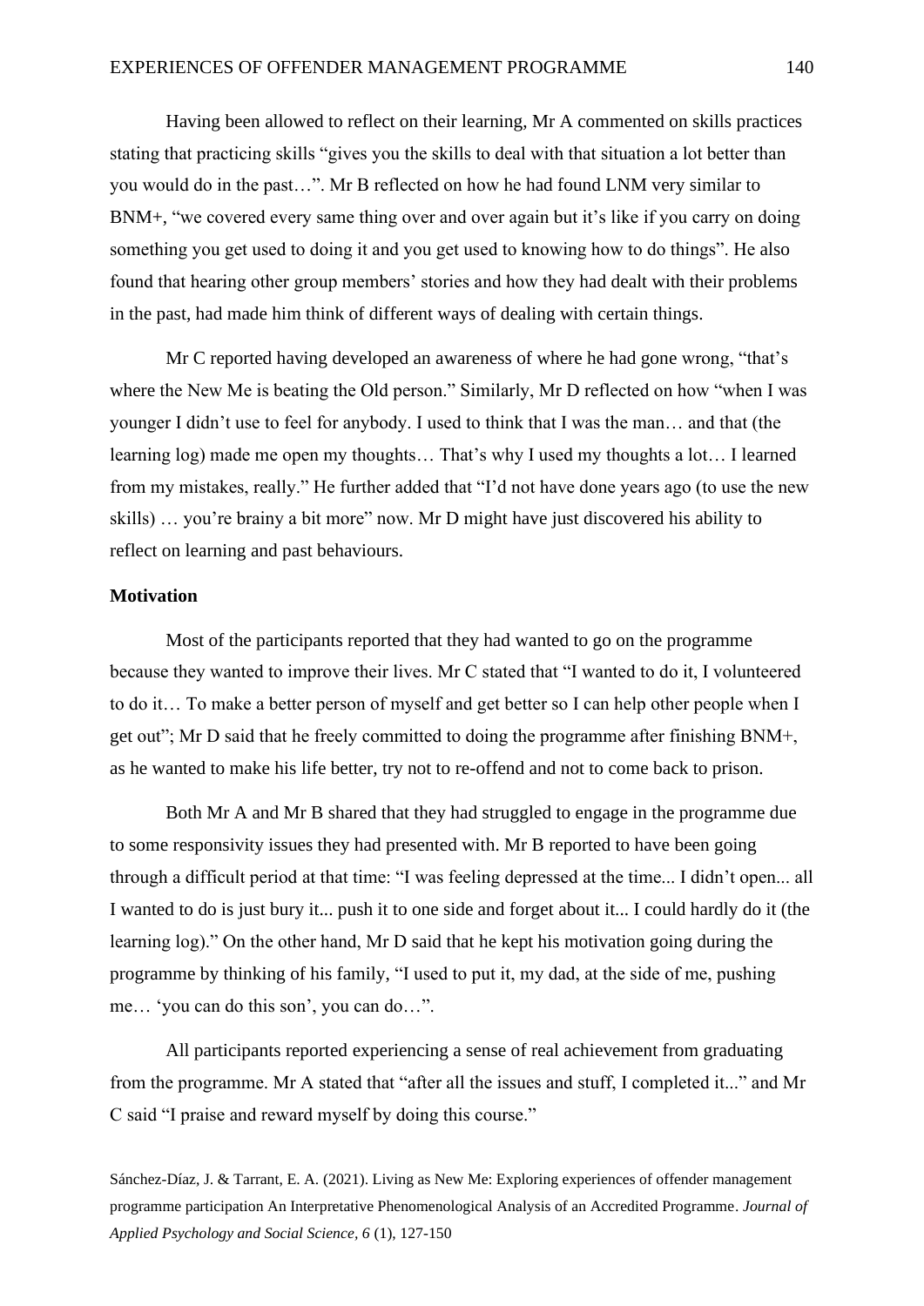Having been allowed to reflect on their learning, Mr A commented on skills practices stating that practicing skills "gives you the skills to deal with that situation a lot better than you would do in the past…". Mr B reflected on how he had found LNM very similar to BNM+, "we covered every same thing over and over again but it's like if you carry on doing something you get used to doing it and you get used to knowing how to do things". He also found that hearing other group members' stories and how they had dealt with their problems in the past, had made him think of different ways of dealing with certain things.

Mr C reported having developed an awareness of where he had gone wrong, "that's where the New Me is beating the Old person." Similarly, Mr D reflected on how "when I was younger I didn't use to feel for anybody. I used to think that I was the man… and that (the learning log) made me open my thoughts… That's why I used my thoughts a lot… I learned from my mistakes, really." He further added that "I'd not have done years ago (to use the new skills) … you're brainy a bit more" now. Mr D might have just discovered his ability to reflect on learning and past behaviours.

**Motivation**

Most of the participants reported that they had wanted to go on the programme because they wanted to improve their lives. Mr C stated that "I wanted to do it, I volunteered to do it… To make a better person of myself and get better so I can help other people when I get out"; Mr D said that he freely committed to doing the programme after finishing BNM+, as he wanted to make his life better, try not to re-offend and not to come back to prison.

Both Mr A and Mr B shared that they had struggled to engage in the programme due to some responsivity issues they had presented with. Mr B reported to have been going through a difficult period at that time: "I was feeling depressed at the time... I didn't open... all I wanted to do is just bury it... push it to one side and forget about it... I could hardly do it (the learning log)." On the other hand, Mr D said that he kept his motivation going during the programme by thinking of his family, "I used to put it, my dad, at the side of me, pushing me… 'you can do this son', you can do…".

All participants reported experiencing a sense of real achievement from graduating from the programme. Mr A stated that "after all the issues and stuff, I completed it..." and Mr C said "I praise and reward myself by doing this course."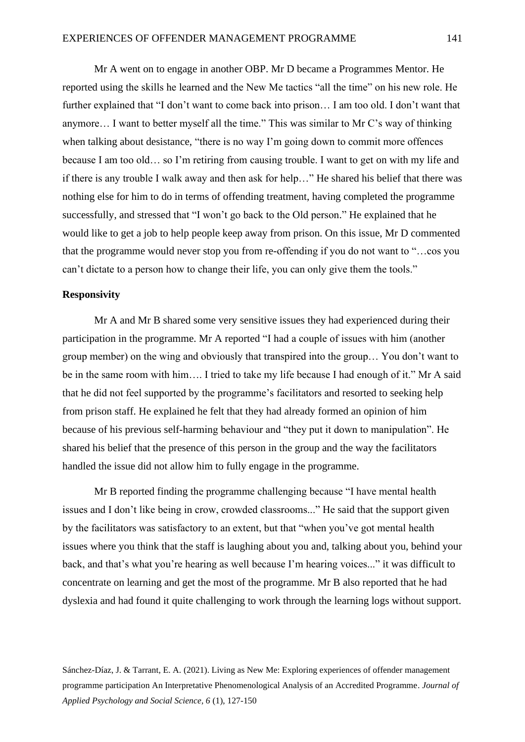Mr A went on to engage in another OBP. Mr D became a Programmes Mentor. He reported using the skills he learned and the New Me tactics "all the time" on his new role. He further explained that "I don't want to come back into prison… I am too old. I don't want that anymore… I want to better myself all the time." This was similar to Mr C's way of thinking when talking about desistance, "there is no way I'm going down to commit more offences because I am too old… so I'm retiring from causing trouble. I want to get on with my life and if there is any trouble I walk away and then ask for help…" He shared his belief that there was nothing else for him to do in terms of offending treatment, having completed the programme successfully, and stressed that "I won't go back to the Old person." He explained that he would like to get a job to help people keep away from prison. On this issue, Mr D commented that the programme would never stop you from re-offending if you do not want to "…cos you can't dictate to a person how to change their life, you can only give them the tools."

**Responsivity**

Mr A and Mr B shared some very sensitive issues they had experienced during their participation in the programme. Mr A reported "I had a couple of issues with him (another group member) on the wing and obviously that transpired into the group… You don't want to be in the same room with him…. I tried to take my life because I had enough of it." Mr A said that he did not feel supported by the programme's facilitators and resorted to seeking help from prison staff. He explained he felt that they had already formed an opinion of him because of his previous self-harming behaviour and "they put it down to manipulation". He shared his belief that the presence of this person in the group and the way the facilitators handled the issue did not allow him to fully engage in the programme.

Mr B reported finding the programme challenging because "I have mental health issues and I don't like being in crow, crowded classrooms..." He said that the support given by the facilitators was satisfactory to an extent, but that "when you've got mental health issues where you think that the staff is laughing about you and, talking about you, behind your back, and that's what you're hearing as well because I'm hearing voices..." it was difficult to concentrate on learning and get the most of the programme. Mr B also reported that he had dyslexia and had found it quite challenging to work through the learning logs without support.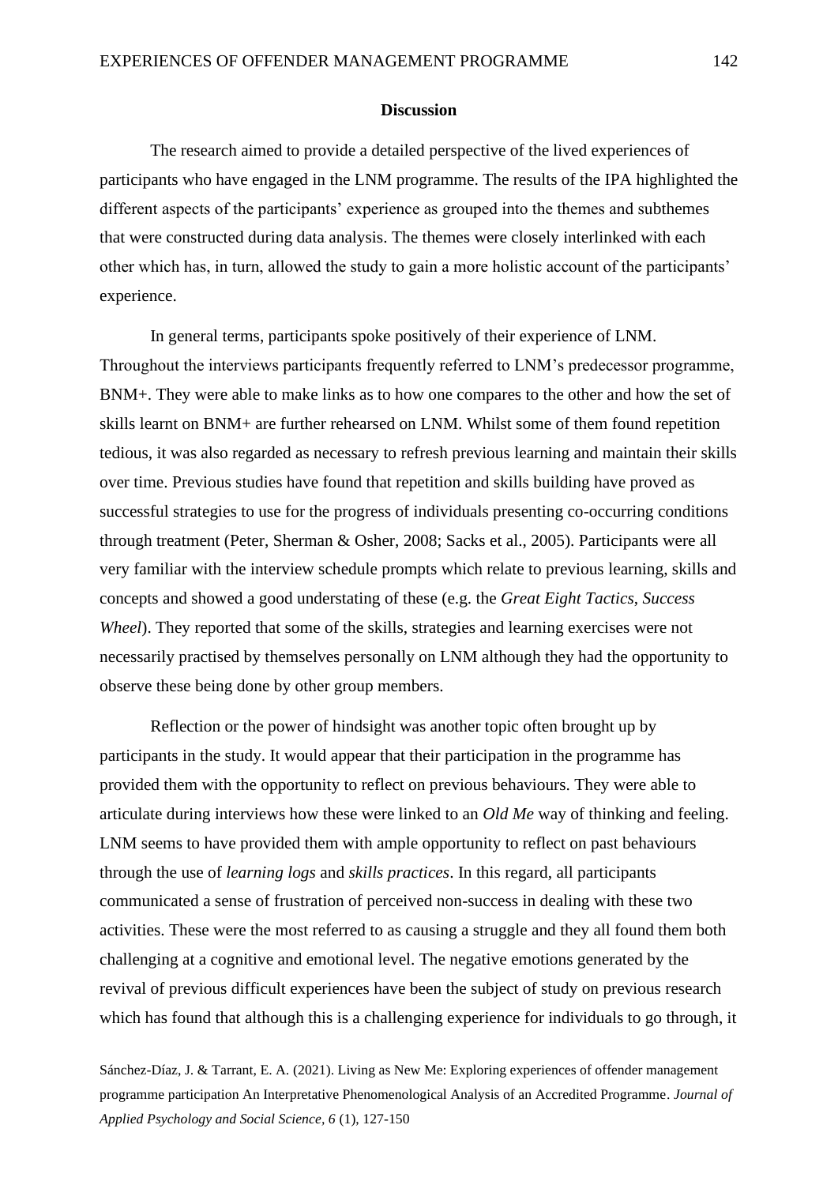## Discussion

The research aimed to provide a detailed perspective of the lived experiences of participants who have engaged in the LNM programme. The results of the IPA highlighted the different aspects of the participants' experience as grouped into the themes and subthemes that were constructed during data analysis. The themes were closely interlinked with each other which has, in turn, allowed the study to gain a more holistic account of the participants' experience.

In general terms, participants spoke positively of their experience of LNM. Throughout the interviews participants frequently referred to LNM's predecessor programme, BNM+. They were able to make links as to how one compares to the other and how the set of skills learnt on BNM+ are further rehearsed on LNM. Whilst some of them found repetition tedious, it was also regarded as necessary to refresh previous learning and maintain their skills over time. Previous studies have found that repetition and skills building have proved as successful strategies to use for the progress of individuals presenting co-occurring conditions through treatment (Peter, Sherman & Osher, 2008; Sacks et al., 2005). Participants were all very familiar with the interview schedule prompts which relate to previous learning, skills and concepts and showed a good understating of these (e.g. the *Great Eight Tactics*, *Success Wheel*). They reported that some of the skills, strategies and learning exercises were not necessarily practised by themselves personally on LNM although they had the opportunity to observe these being done by other group members.

Reflection or the power of hindsight was another topic often brought up by participants in the study. It would appear that their participation in the programme has provided them with the opportunity to reflect on previous behaviours. They were able to articulate during interviews how these were linked to an *Old Me* way of thinking and feeling. LNM seems to have provided them with ample opportunity to reflect on past behaviours through the use of *learning logs* and *skills practices*. In this regard, all participants communicated a sense of frustration of perceived non-success in dealing with these two activities. These were the most referred to as causing a struggle and they all found them both challenging at a cognitive and emotional level. The negative emotions generated by the revival of previous difficult experiences have been the subject of study on previous research which has found that although this is a challenging experience for individuals to go through, it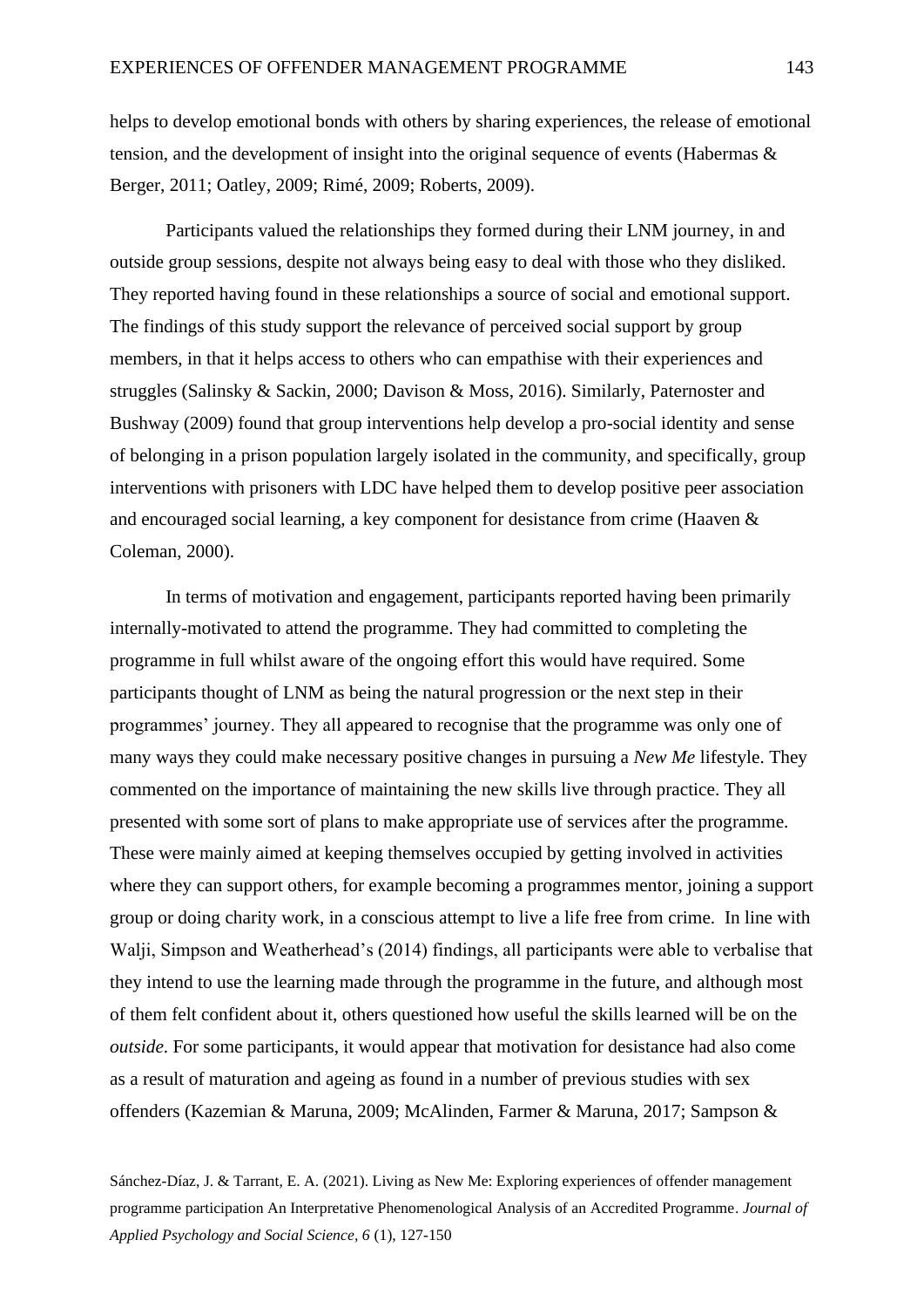helps to develop emotional bonds with others by sharing experiences, the release of emotional tension, and the development of insight into the original sequence of events (Habermas & Berger, 2011; Oatley, 2009; Rimé, 2009; Roberts, 2009).

Participants valued the relationships they formed during their LNM journey, in and outside group sessions, despite not always being easy to deal with those who they disliked. They reported having found in these relationships a source of social and emotional support. The findings of this study support the relevance of perceived social support by group members, in that it helps access to others who can empathise with their experiences and struggles (Salinsky & Sackin, 2000; Davison & Moss, 2016). Similarly, Paternoster and Bushway (2009) found that group interventions help develop a pro-social identity and sense of belonging in a prison population largely isolated in the community, and specifically, group interventions with prisoners with LDC have helped them to develop positive peer association and encouraged social learning, a key component for desistance from crime (Haaven & Coleman, 2000).

In terms of motivation and engagement, participants reported having been primarily internally-motivated to attend the programme. They had committed to completing the programme in full whilst aware of the ongoing effort this would have required. Some participants thought of LNM as being the natural progression or the next step in their programmes' journey. They all appeared to recognise that the programme was only one of many ways they could make necessary positive changes in pursuing a *New Me* lifestyle. They commented on the importance of maintaining the new skills live through practice. They all presented with some sort of plans to make appropriate use of services after the programme. These were mainly aimed at keeping themselves occupied by getting involved in activities where they can support others, for example becoming a programmes mentor, joining a support group or doing charity work, in a conscious attempt to live a life free from crime. In line with Walji, Simpson and Weatherhead's (2014) findings, all participants were able to verbalise that they intend to use the learning made through the programme in the future, and although most of them felt confident about it, others questioned how useful the skills learned will be on the *outside*. For some participants, it would appear that motivation for desistance had also come as a result of maturation and ageing as found in a number of previous studies with sex offenders (Kazemian & Maruna, 2009; McAlinden, Farmer & Maruna, 2017; Sampson &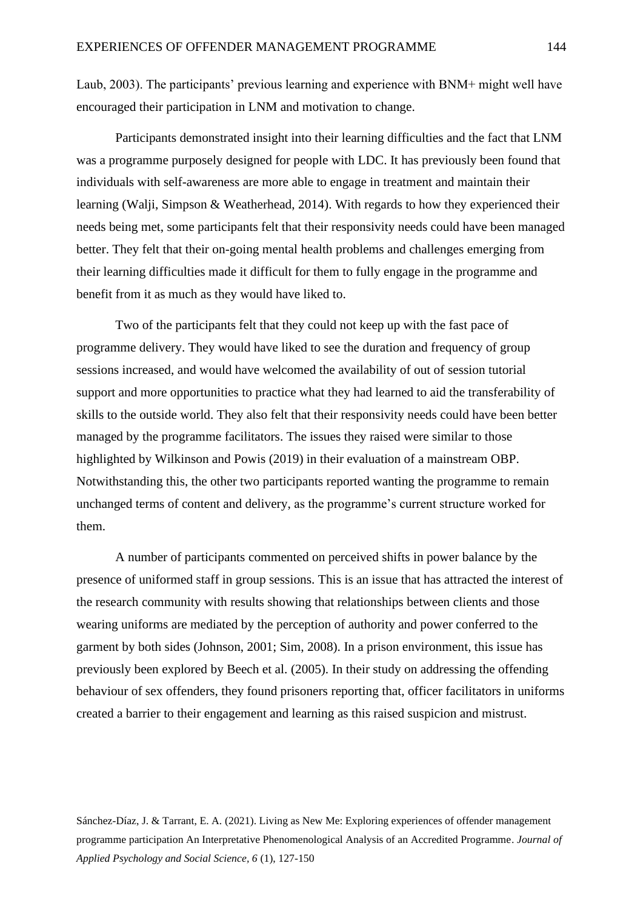Laub, 2003). The participants' previous learning and experience with BNM+ might well have encouraged their participation in LNM and motivation to change.

Participants demonstrated insight into their learning difficulties and the fact that LNM was a programme purposely designed for people with LDC. It has previously been found that individuals with self-awareness are more able to engage in treatment and maintain their learning (Walji, Simpson & Weatherhead, 2014). With regards to how they experienced their needs being met, some participants felt that their responsivity needs could have been managed better. They felt that their on-going mental health problems and challenges emerging from their learning difficulties made it difficult for them to fully engage in the programme and benefit from it as much as they would have liked to.

Two of the participants felt that they could not keep up with the fast pace of programme delivery. They would have liked to see the duration and frequency of group sessions increased, and would have welcomed the availability of out of session tutorial support and more opportunities to practice what they had learned to aid the transferability of skills to the outside world. They also felt that their responsivity needs could have been better managed by the programme facilitators. The issues they raised were similar to those highlighted by Wilkinson and Powis (2019) in their evaluation of a mainstream OBP. Notwithstanding this, the other two participants reported wanting the programme to remain unchanged terms of content and delivery, as the programme's current structure worked for them.

A number of participants commented on perceived shifts in power balance by the presence of uniformed staff in group sessions. This is an issue that has attracted the interest of the research community with results showing that relationships between clients and those wearing uniforms are mediated by the perception of authority and power conferred to the garment by both sides (Johnson, 2001; Sim, 2008). In a prison environment, this issue has previously been explored by Beech et al. (2005). In their study on addressing the offending behaviour of sex offenders, they found prisoners reporting that, officer facilitators in uniforms created a barrier to their engagement and learning as this raised suspicion and mistrust.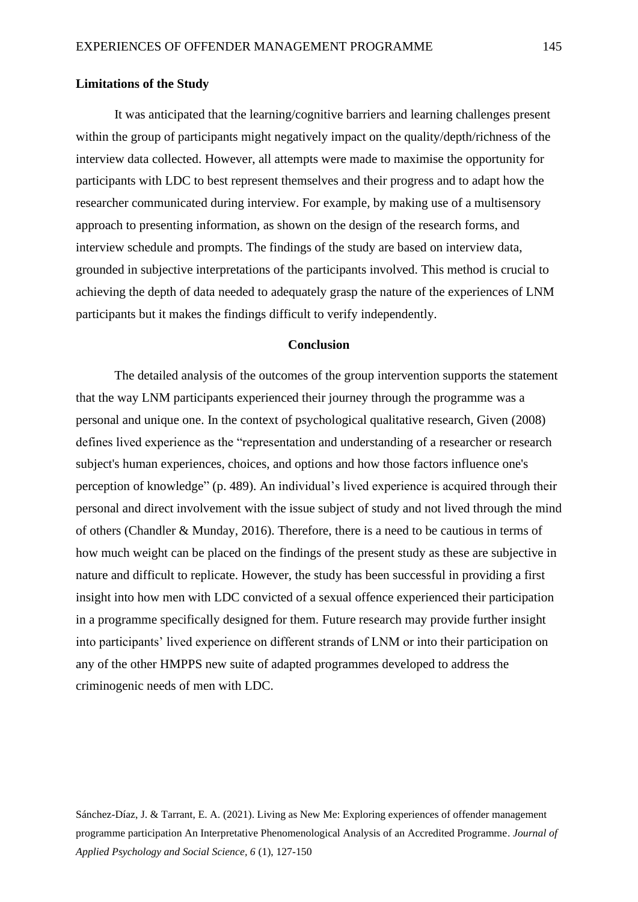**Limitations of the Study**

It was anticipated that the learning/cognitive barriers and learning challenges present within the group of participants might negatively impact on the quality/depth/richness of the interview data collected. However, all attempts were made to maximise the opportunity for participants with LDC to best represent themselves and their progress and to adapt how the researcher communicated during interview. For example, by making use of a multisensory approach to presenting information, as shown on the design of the research forms, and interview schedule and prompts. The findings of the study are based on interview data, grounded in subjective interpretations of the participants involved. This method is crucial to achieving the depth of data needed to adequately grasp the nature of the experiences of LNM participants but it makes the findings difficult to verify independently.

## Conclusion

The detailed analysis of the outcomes of the group intervention supports the statement that the way LNM participants experienced their journey through the programme was a personal and unique one. In the context of psychological qualitative research, Given (2008) defines lived experience as the "representation and understanding of a researcher or research subject's human experiences, choices, and options and how those factors influence one's perception of knowledge" (p. 489). An individual's lived experience is acquired through their personal and direct involvement with the issue subject of study and not lived through the mind of others (Chandler & Munday, 2016). Therefore, there is a need to be cautious in terms of how much weight can be placed on the findings of the present study as these are subjective in nature and difficult to replicate. However, the study has been successful in providing a first insight into how men with LDC convicted of a sexual offence experienced their participation in a programme specifically designed for them. Future research may provide further insight into participants' lived experience on different strands of LNM or into their participation on any of the other HMPPS new suite of adapted programmes developed to address the criminogenic needs of men with LDC.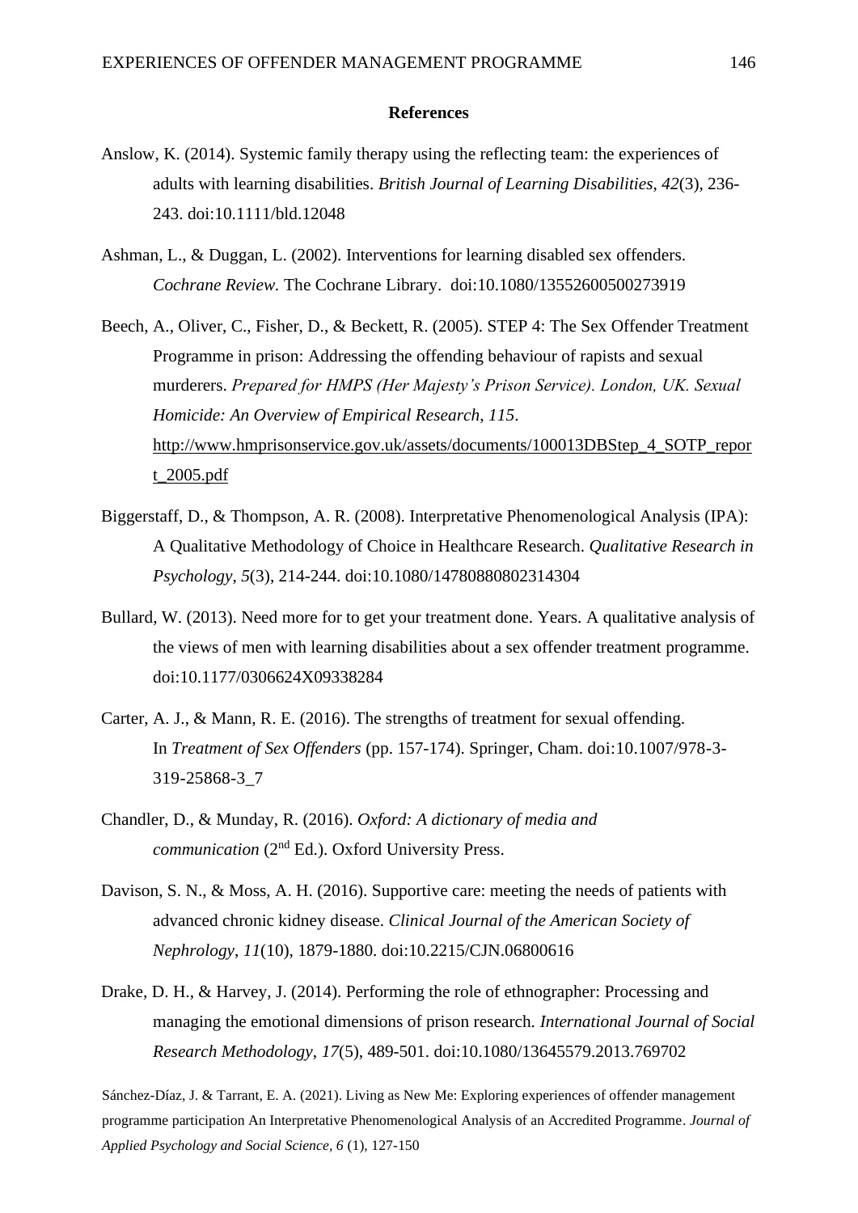## References

Anslow, K. (2014). Systemic family therapy using the reflecting team: the experiences of adults with learning disabilities. *British Journal of Learning Disabilities*, *42*(3), 236-243. doi:10.1111/bld.12048

Ashman, L., & Duggan, L. (2002). Interventions for learning disabled sex offenders. *Cochrane Review.* The Cochrane Library. doi:10.1080/13552600500273919

Beech, A., Oliver, C., Fisher, D., & Beckett, R. (2005). STEP 4: The Sex Offender Treatment Programme in prison: Addressing the offending behaviour of rapists and sexual murderers. *Prepared for HMPS (Her Majesty's Prison Service). London, UK. Sexual Homicide: An Overview of Empirical Research*, *115*. http://www.hmprisonservice.gov.uk/assets/documents/100013DBStep_4_SOTP_report_2005.pdf

Biggerstaff, D., & Thompson, A. R. (2008). Interpretative Phenomenological Analysis (IPA): A Qualitative Methodology of Choice in Healthcare Research. *Qualitative Research in Psychology*, *5*(3), 214-244. doi:10.1080/14780880802314304

Bullard, W. (2013). Need more for to get your treatment done. Years. A qualitative analysis of the views of men with learning disabilities about a sex offender treatment programme. doi:10.1177/0306624X09338284

Carter, A. J., & Mann, R. E. (2016). The strengths of treatment for sexual offending. In *Treatment of Sex Offenders* (pp. 157-174). Springer, Cham. doi:10.1007/978-3-319-25868-3_7

Chandler, D., & Munday, R. (2016). *Oxford: A dictionary of media and communication* (2nd Ed.). Oxford University Press.

Davison, S. N., & Moss, A. H. (2016). Supportive care: meeting the needs of patients with advanced chronic kidney disease. *Clinical Journal of the American Society of Nephrology*, *11*(10), 1879-1880. doi:10.2215/CJN.06800616

Drake, D. H., & Harvey, J. (2014). Performing the role of ethnographer: Processing and managing the emotional dimensions of prison research. *International Journal of Social Research Methodology*, *17*(5), 489-501. doi:10.1080/13645579.2013.769702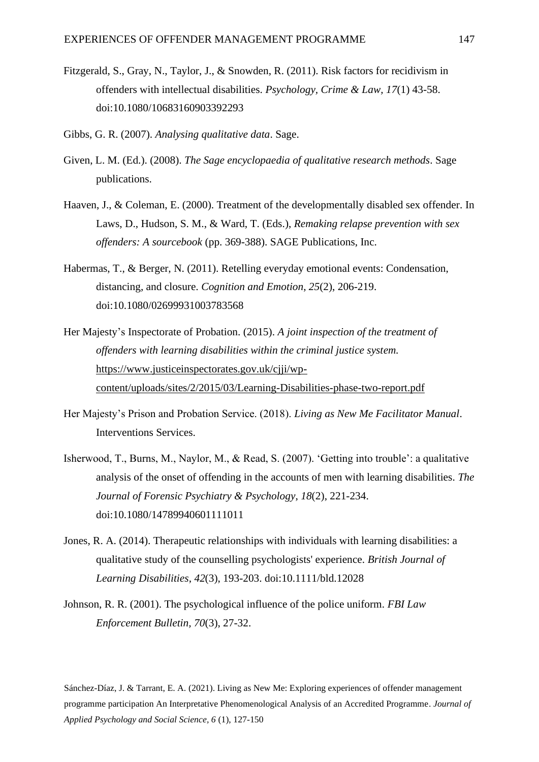Fitzgerald, S., Gray, N., Taylor, J., & Snowden, R. (2011). Risk factors for recidivism in offenders with intellectual disabilities. *Psychology, Crime & Law, 17*(1) 43-58. doi:10.1080/10683160903392293

Gibbs, G. R. (2007). *Analysing qualitative data*. Sage.

Given, L. M. (Ed.). (2008). *The Sage encyclopaedia of qualitative research methods*. Sage publications.

Haaven, J., & Coleman, E. (2000). Treatment of the developmentally disabled sex offender. In Laws, D., Hudson, S. M., & Ward, T. (Eds.), *Remaking relapse prevention with sex offenders: A sourcebook* (pp. 369-388). SAGE Publications, Inc.

Habermas, T., & Berger, N. (2011). Retelling everyday emotional events: Condensation, distancing, and closure. *Cognition and Emotion*, *25*(2), 206-219. doi:10.1080/02699931003783568

Her Majesty's Inspectorate of Probation. (2015). *A joint inspection of the treatment of offenders with learning disabilities within the criminal justice system.* https://www.justiceinspectorates.gov.uk/cjji/wp-content/uploads/sites/2/2015/03/Learning-Disabilities-phase-two-report.pdf

Her Majesty's Prison and Probation Service. (2018). *Living as New Me Facilitator Manual*. Interventions Services.

Isherwood, T., Burns, M., Naylor, M., & Read, S. (2007). 'Getting into trouble': a qualitative analysis of the onset of offending in the accounts of men with learning disabilities. *The Journal of Forensic Psychiatry & Psychology*, *18*(2), 221-234. doi:10.1080/14789940601111011

Jones, R. A. (2014). Therapeutic relationships with individuals with learning disabilities: a qualitative study of the counselling psychologists' experience. *British Journal of Learning Disabilities*, *42*(3), 193-203. doi:10.1111/bld.12028

Johnson, R. R. (2001). The psychological influence of the police uniform. *FBI Law Enforcement Bulletin, 70*(3), 27-32.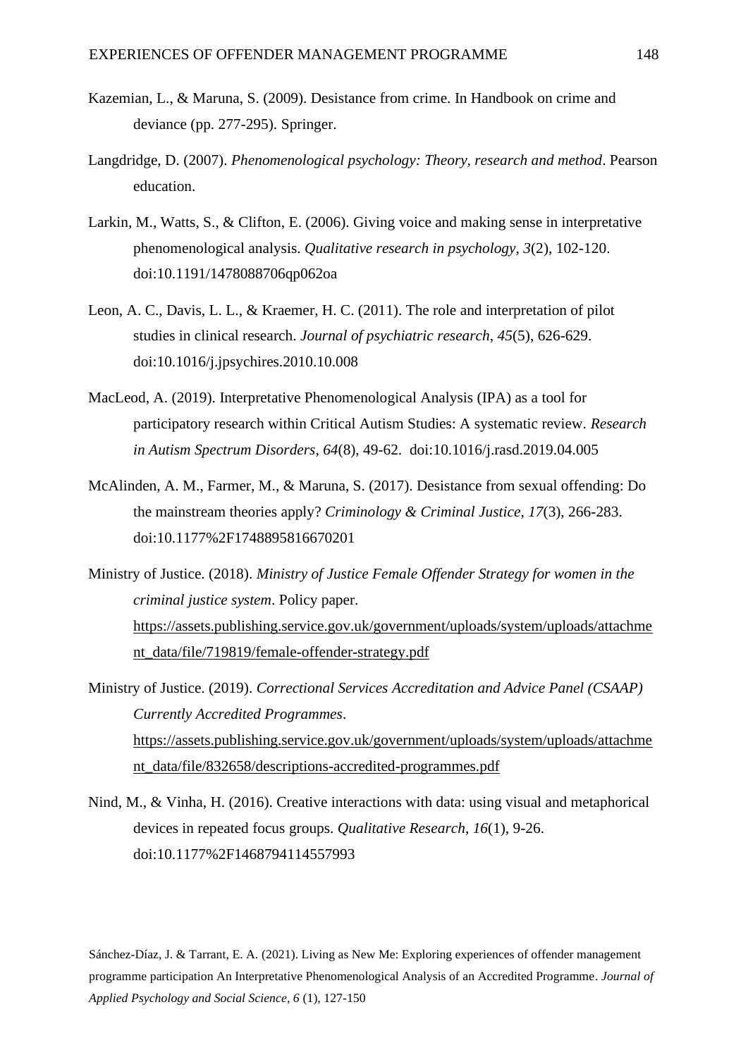Kazemian, L., & Maruna, S. (2009). Desistance from crime. In Handbook on crime and deviance (pp. 277-295). Springer.

Langdridge, D. (2007). *Phenomenological psychology: Theory, research and method*. Pearson education.

Larkin, M., Watts, S., & Clifton, E. (2006). Giving voice and making sense in interpretative phenomenological analysis. *Qualitative research in psychology*, *3*(2), 102-120. doi:10.1191/1478088706qp062oa

Leon, A. C., Davis, L. L., & Kraemer, H. C. (2011). The role and interpretation of pilot studies in clinical research. *Journal of psychiatric research*, *45*(5), 626-629. doi:10.1016/j.jpsychires.2010.10.008

MacLeod, A. (2019). Interpretative Phenomenological Analysis (IPA) as a tool for participatory research within Critical Autism Studies: A systematic review. *Research in Autism Spectrum Disorders, 64*(8), 49-62. doi:10.1016/j.rasd.2019.04.005

McAlinden, A. M., Farmer, M., & Maruna, S. (2017). Desistance from sexual offending: Do the mainstream theories apply? *Criminology & Criminal Justice*, *17*(3), 266-283. doi:10.1177%2F1748895816670201

Ministry of Justice. (2018). *Ministry of Justice Female Offender Strategy for women in the criminal justice system*. Policy paper. https://assets.publishing.service.gov.uk/government/uploads/system/uploads/attachment_data/file/719819/female-offender-strategy.pdf

Ministry of Justice. (2019). *Correctional Services Accreditation and Advice Panel (CSAAP) Currently Accredited Programmes*. https://assets.publishing.service.gov.uk/government/uploads/system/uploads/attachment_data/file/832658/descriptions-accredited-programmes.pdf

Nind, M., & Vinha, H. (2016). Creative interactions with data: using visual and metaphorical devices in repeated focus groups. *Qualitative Research*, *16*(1), 9-26. doi:10.1177%2F1468794114557993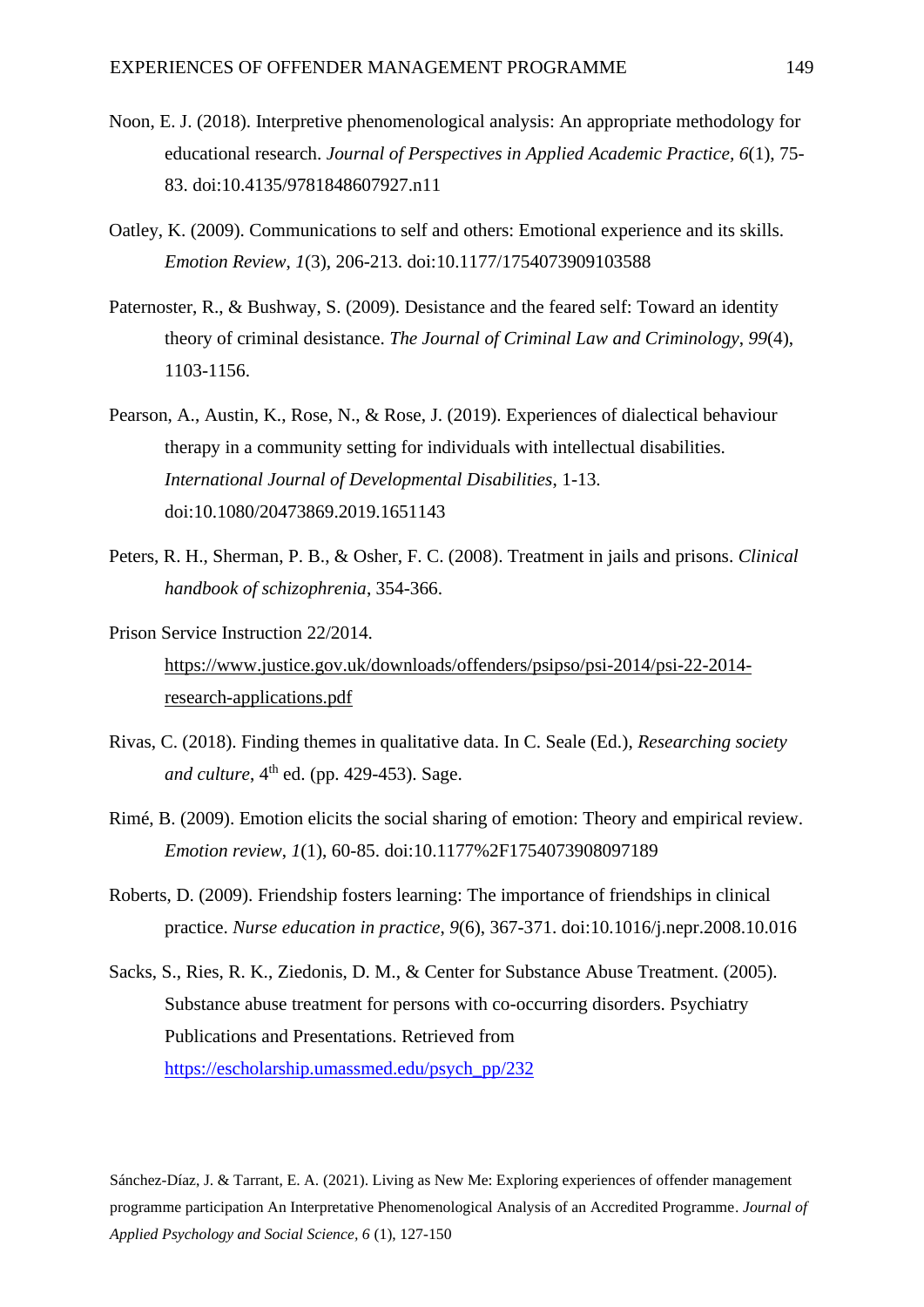Noon, E. J. (2018). Interpretive phenomenological analysis: An appropriate methodology for educational research. *Journal of Perspectives in Applied Academic Practice, 6*(1), 75-83. doi:10.4135/9781848607927.n11

Oatley, K. (2009). Communications to self and others: Emotional experience and its skills. *Emotion Review*, *1*(3), 206-213. doi:10.1177/1754073909103588

Paternoster, R., & Bushway, S. (2009). Desistance and the feared self: Toward an identity theory of criminal desistance. *The Journal of Criminal Law and Criminology*, *99*(4), 1103-1156.

Pearson, A., Austin, K., Rose, N., & Rose, J. (2019). Experiences of dialectical behaviour therapy in a community setting for individuals with intellectual disabilities. *International Journal of Developmental Disabilities*, 1-13. doi:10.1080/20473869.2019.1651143

Peters, R. H., Sherman, P. B., & Osher, F. C. (2008). Treatment in jails and prisons. *Clinical handbook of schizophrenia*, 354-366.

Prison Service Instruction 22/2014. https://www.justice.gov.uk/downloads/offenders/psipso/psi-2014/psi-22-2014-research-applications.pdf

Rivas, C. (2018). Finding themes in qualitative data. In C. Seale (Ed.), *Researching society and culture*, 4th ed. (pp. 429-453). Sage.

Rimé, B. (2009). Emotion elicits the social sharing of emotion: Theory and empirical review. *Emotion review*, *1*(1), 60-85. doi:10.1177%2F1754073908097189

Roberts, D. (2009). Friendship fosters learning: The importance of friendships in clinical practice. *Nurse education in practice*, *9*(6), 367-371. doi:10.1016/j.nepr.2008.10.016

Sacks, S., Ries, R. K., Ziedonis, D. M., & Center for Substance Abuse Treatment. (2005). Substance abuse treatment for persons with co-occurring disorders. Psychiatry Publications and Presentations. Retrieved from https://escholarship.umassmed.edu/psych_pp/232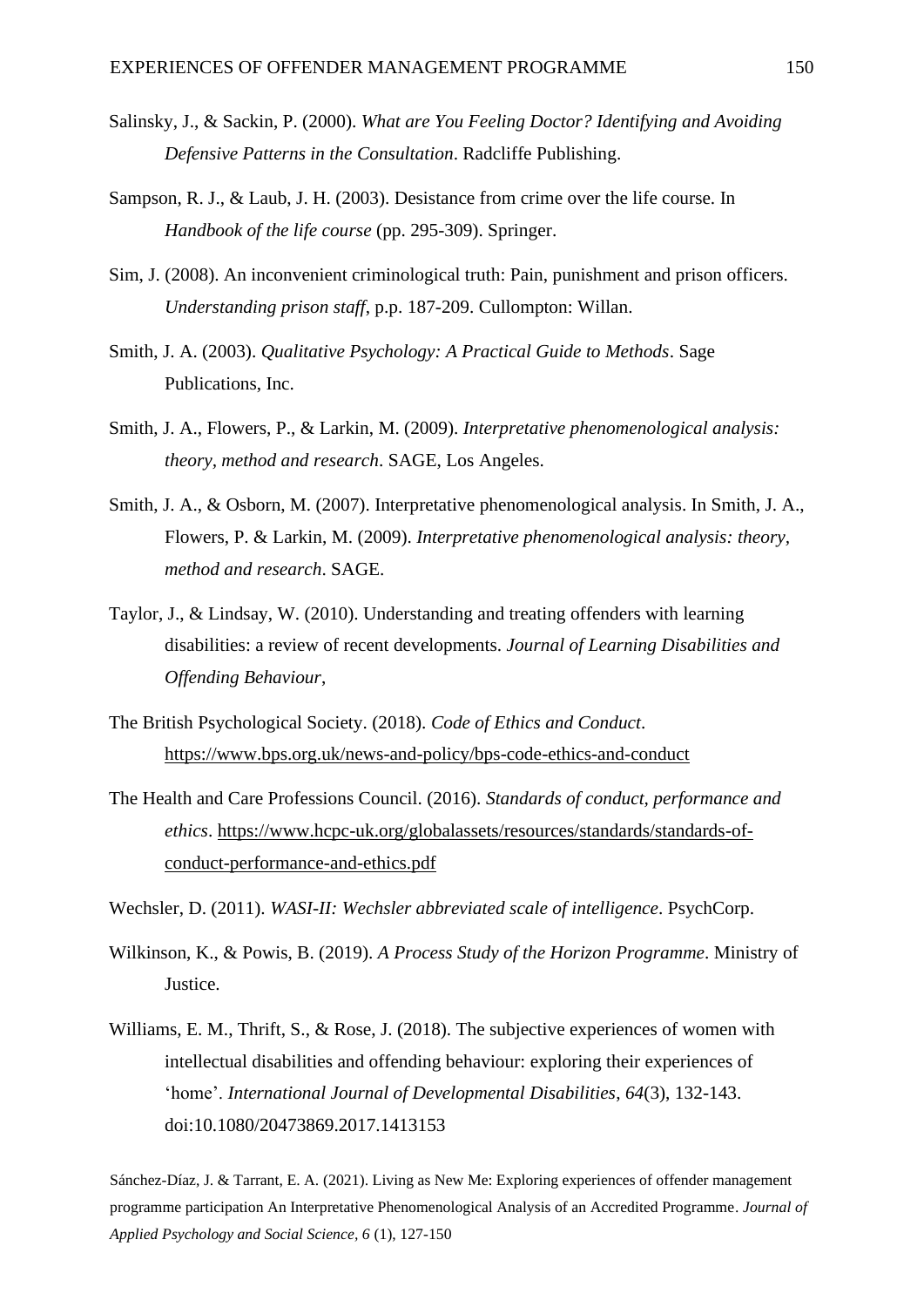Salinsky, J., & Sackin, P. (2000). *What are You Feeling Doctor? Identifying and Avoiding Defensive Patterns in the Consultation*. Radcliffe Publishing.

Sampson, R. J., & Laub, J. H. (2003). Desistance from crime over the life course. In *Handbook of the life course* (pp. 295-309). Springer.

Sim, J. (2008). An inconvenient criminological truth: Pain, punishment and prison officers. *Understanding prison staff*, p.p. 187-209. Cullompton: Willan.

Smith, J. A. (2003). *Qualitative Psychology: A Practical Guide to Methods*. Sage Publications, Inc.

Smith, J. A., Flowers, P., & Larkin, M. (2009). *Interpretative phenomenological analysis: theory, method and research*. SAGE, Los Angeles.

Smith, J. A., & Osborn, M. (2007). Interpretative phenomenological analysis. In Smith, J. A., Flowers, P. & Larkin, M. (2009). *Interpretative phenomenological analysis: theory, method and research*. SAGE.

Taylor, J., & Lindsay, W. (2010). Understanding and treating offenders with learning disabilities: a review of recent developments. *Journal of Learning Disabilities and Offending Behaviour*,

The British Psychological Society. (2018). *Code of Ethics and Conduct*. https://www.bps.org.uk/news-and-policy/bps-code-ethics-and-conduct

The Health and Care Professions Council. (2016). *Standards of conduct, performance and ethics*. https://www.hcpc-uk.org/globalassets/resources/standards/standards-of-conduct-performance-and-ethics.pdf

Wechsler, D. (2011). *WASI-II: Wechsler abbreviated scale of intelligence*. PsychCorp.

Wilkinson, K., & Powis, B. (2019). *A Process Study of the Horizon Programme*. Ministry of Justice.

Williams, E. M., Thrift, S., & Rose, J. (2018). The subjective experiences of women with intellectual disabilities and offending behaviour: exploring their experiences of 'home'. *International Journal of Developmental Disabilities*, *64*(3), 132-143. doi:10.1080/20473869.2017.1413153